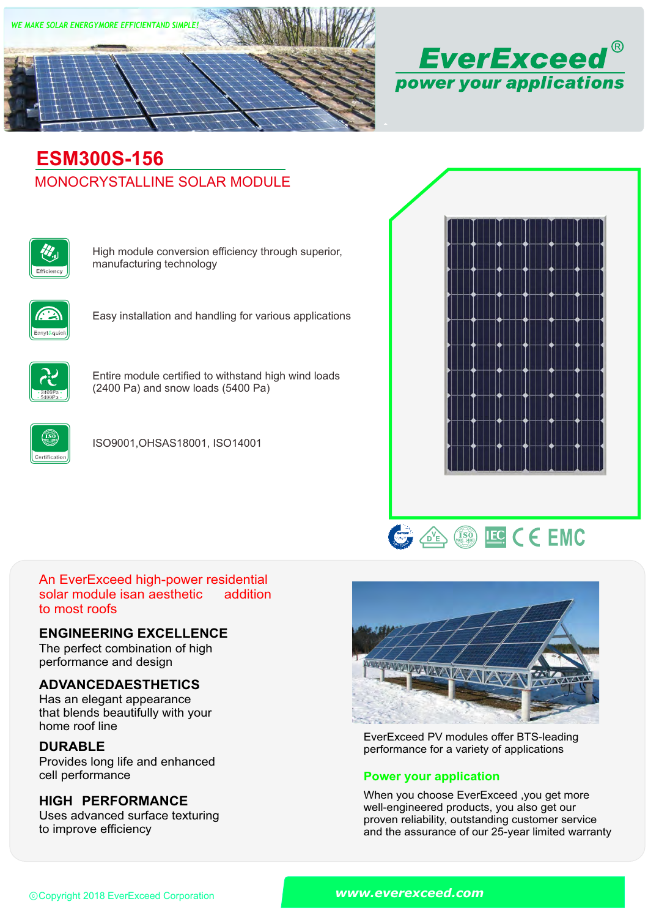WE MAKE SOLAR ENERGYMORE EFFICIENTAND SIMPLE!

**EverExceed®**

**power your applications**

# ESM300S-156

## MONOCRYSTALLINE SOLAR MODULE

- High module conversion efficiency through superior, manufacturing technology
- Easy installation and handling for various applications
- Entire module certified to withstand high wind loads (2400 Pa) and snow loads (5400 Pa)
- ISO9001,OHSAS18001, ISO14001

An EverExceed high-power residential solar module isan aesthetic addition to most roofs

**ENGINEERING EXCELLENCE**
The perfect combination of high performance and design

**ADVANCEDAESTHETICS**
Has an elegant appearance that blends beautifully with your home roof line

**DURABLE**
Provides long life and enhanced cell performance

**HIGH PERFORMANCE**
Uses advanced surface texturing to improve efficiency

EverExceed PV modules offer BTS-leading performance for a variety of applications

**Power your application**

When you choose EverExceed ,you get more well-engineered products, you also get our proven reliability, outstanding customer service and the assurance of our 25-year limited warranty

©Copyright 2018 EverExceed Corporation

www.everexceed.com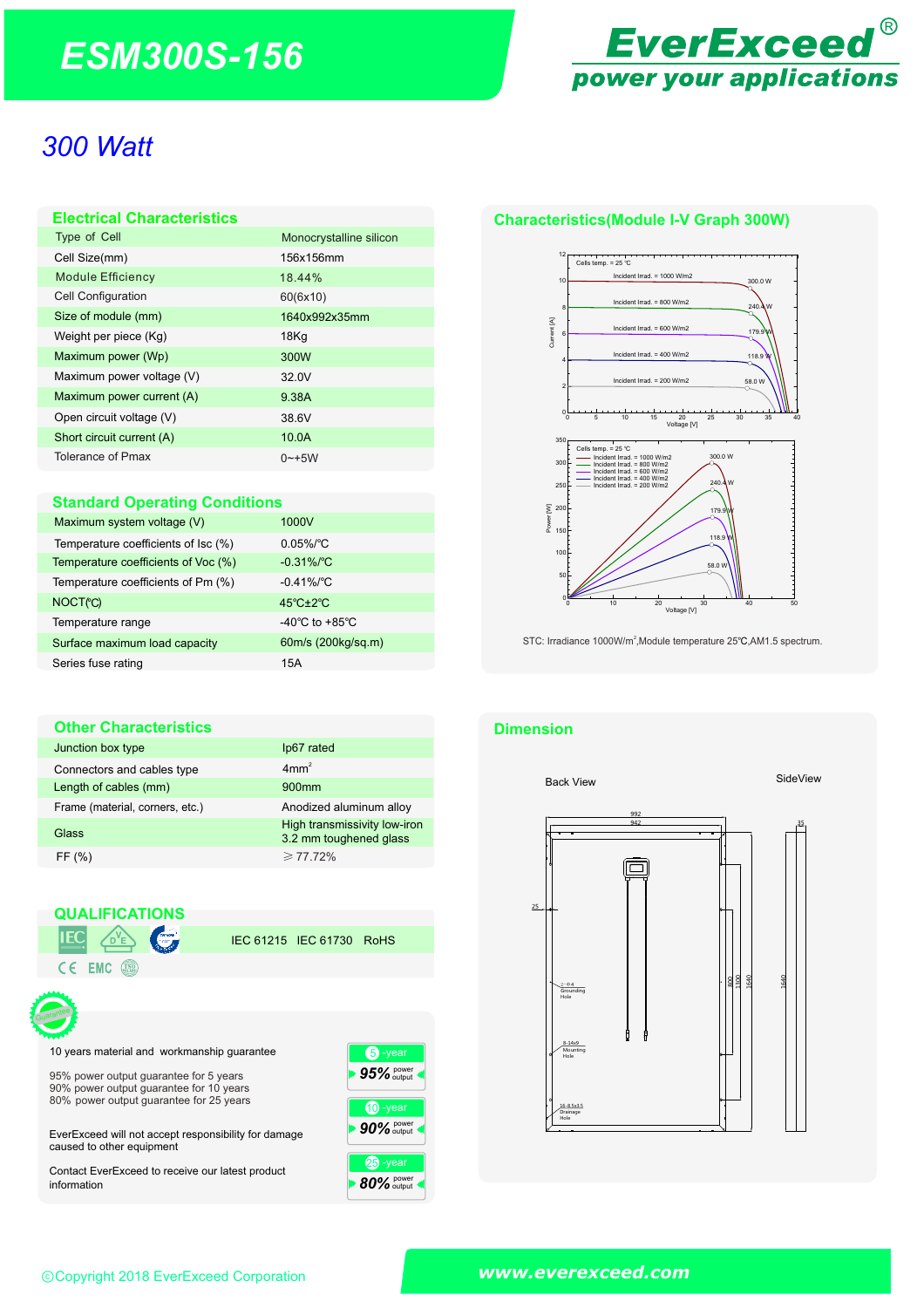# ESM300S-156

**EverExceed®**
**power your applications**

## 300 Watt

## Electrical Characteristics

| | |
|---|---|
| Type of Cell | Monocrystalline silicon |
| Cell Size(mm) | 156x156mm |
| Module Efficiency | 18.44% |
| Cell Configuration | 60(6x10) |
| Size of module (mm) | 1640x992x35mm |
| Weight per piece (Kg) | 18Kg |
| Maximum power (Wp) | 300W |
| Maximum power voltage (V) | 32.0V |
| Maximum power current (A) | 9.38A |
| Open circuit voltage (V) | 38.6V |
| Short circuit current (A) | 10.0A |
| Tolerance of Pmax | 0~+5W |

## Standard Operating Conditions

| | |
|---|---|
| Maximum system voltage (V) | 1000V |
| Temperature coefficients of Isc (%) | 0.05%/℃ |
| Temperature coefficients of Voc (%) | -0.31%/℃ |
| Temperature coefficients of Pm (%) | -0.41%/℃ |
| NOCT(℃) | 45℃±2℃ |
| Temperature range | -40℃ to +85℃ |
| Surface maximum load capacity | 60m/s (200kg/sq.m) |
| Series fuse rating | 15A |

## Other Characteristics

| | |
|---|---|
| Junction box type | Ip67 rated |
| Connectors and cables type | $4mm^2$ |
| Length of cables (mm) | 900mm |
| Frame (material, corners, etc.) | Anodized aluminum alloy |
| Glass | High transmissivity low-iron 3.2 mm toughened glass |
| FF (%) | ≥77.72% |

## QUALIFICATIONS

IEC 61215 IEC 61730 RoHS

CE EMC

Guarantee

10 years material and workmanship guarantee

95% power output guarantee for 5 years
90% power output guarantee for 10 years
80% power output guarantee for 25 years

EverExceed will not accept responsibility for damage caused to other equipment

Contact EverExceed to receive our latest product information

5 -year 95% power output
10 -year 90% power output
25 -year 80% power output

## Characteristics(Module I-V Graph 300W)

Cells temp. = 25 ℃
Incident Irrad. = 1000 W/m2 300.0 W
Incident Irrad. = 800 W/m2 240.4 W
Incident Irrad. = 600 W/m2 179.9 W
Incident Irrad. = 400 W/m2 118.9 W
Incident Irrad. = 200 W/m2 58.0 W
Current [A]
Voltage [V]
0 5 10 15 20 25 30 35 40
0 2 4 6 8 10 12

Cells temp. = 25 ℃
Incident Irrad. = 1000 W/m2
Incident Irrad. = 800 W/m2
Incident Irrad. = 600 W/m2
Incident Irrad. = 400 W/m2
Incident Irrad. = 200 W/m2
300.0 W
240.4 W
179.9 W
118.9 W
58.0 W
Power [W]
Voltage [V]
0 10 20 30 40 50
0 50 100 150 200 250 300 350

STC: Irradiance $1000W/m^2$,Module temperature 25℃,AM1.5 spectrum.

## Dimension

Back View

SideView

992
942
35
25
800
1300
1640
1640
2-Φ4 Grounding Hole
8-14x9 Mounting Hole
16-8.5x3.5 Drainage Hole

©Copyright 2018 EverExceed Corporation

www.everexceed.com